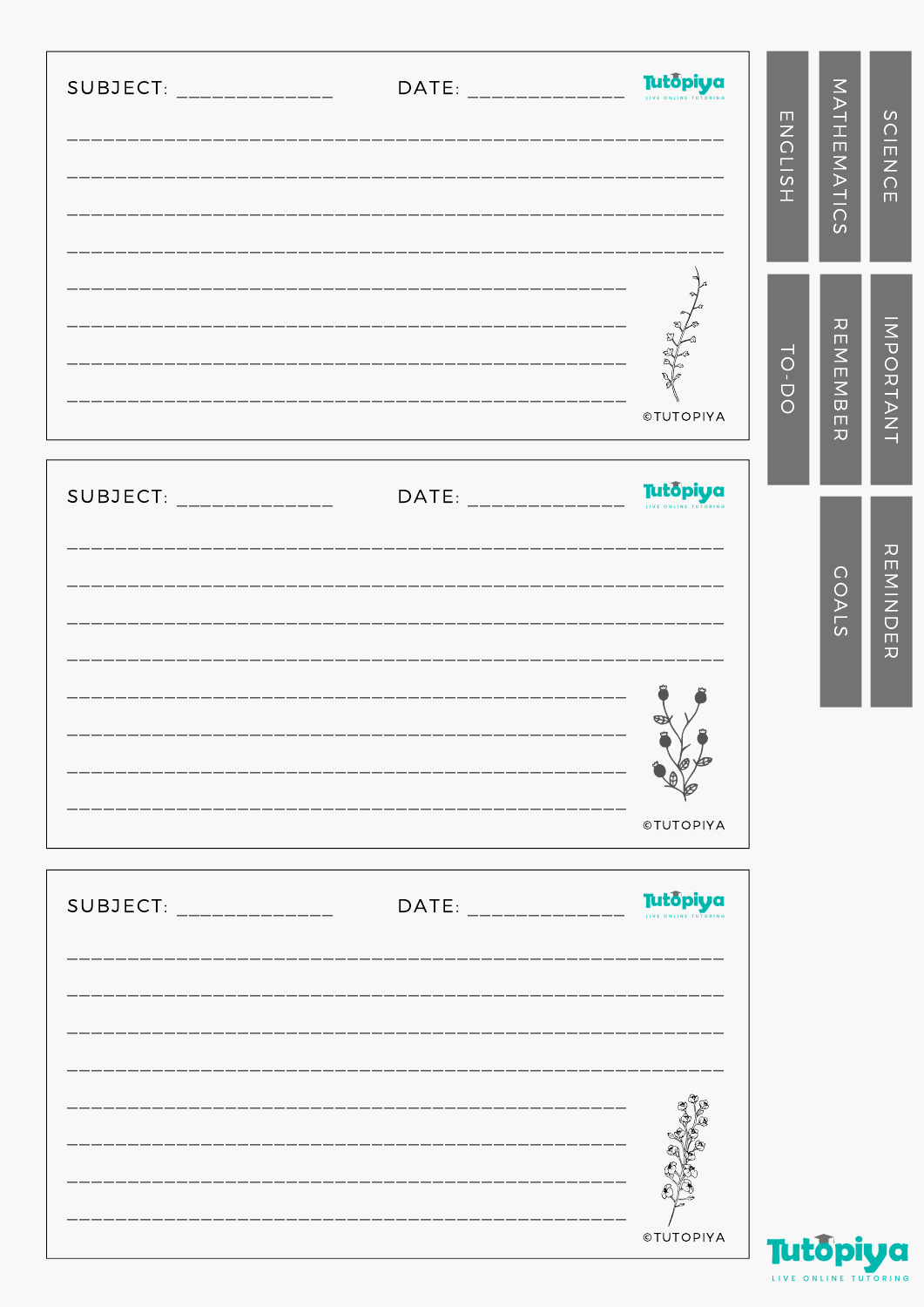SUBJECT: _____________ DATE: _____________

Tutopiya
LIVE ONLINE TUTORING

_______________________________________________________

_______________________________________________________

_______________________________________________________

_______________________________________________________

_______________________________________________

_______________________________________________

_______________________________________________

_______________________________________________

©TUTOPIYA

SUBJECT: _____________ DATE: _____________

Tutopiya
LIVE ONLINE TUTORING

_______________________________________________________

_______________________________________________________

_______________________________________________________

_______________________________________________________

_______________________________________________

_______________________________________________

_______________________________________________

_______________________________________________

©TUTOPIYA

SUBJECT: _____________ DATE: _____________

Tutopiya
LIVE ONLINE TUTORING

_______________________________________________________

_______________________________________________________

_______________________________________________________

_______________________________________________________

_______________________________________________

_______________________________________________

_______________________________________________

_______________________________________________

©TUTOPIYA

ENGLISH

MATHEMATICS

SCIENCE

TO-DO

REMEMBER

IMPORTANT

GOALS

REMINDER

Tutopiya
LIVE ONLINE TUTORING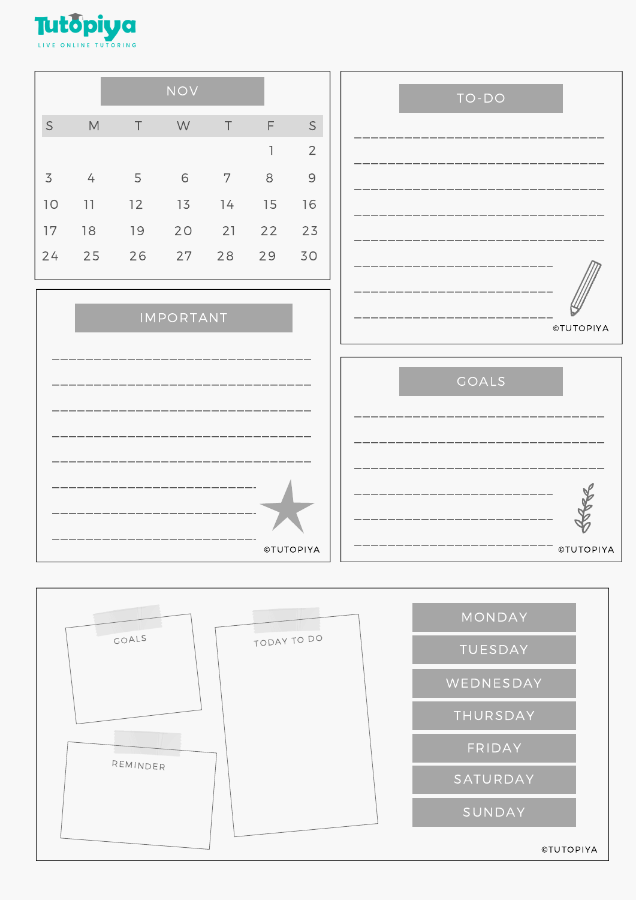Tutopiya

LIVE ONLINE TUTORING

## NOV

| S | M | T | W | T | F | S |
|---|---|---|---|---|---|---|
| | | | | | 1 | 2 |
| 3 | 4 | 5 | 6 | 7 | 8 | 9 |
| 10 | 11 | 12 | 13 | 14 | 15 | 16 |
| 17 | 18 | 19 | 20 | 21 | 22 | 23 |
| 24 | 25 | 26 | 27 | 28 | 29 | 30 |

## TO-DO

________________________________

________________________________

________________________________

________________________________

________________________________

__________________________

__________________________

__________________________

©TUTOPIYA

## IMPORTANT

________________________________

________________________________

________________________________

________________________________

________________________________

__________________________

__________________________

__________________________

©TUTOPIYA

## GOALS

________________________________

________________________________

________________________________

__________________________

__________________________

__________________________

©TUTOPIYA

GOALS

TODAY TO DO

REMINDER

MONDAY

TUESDAY

WEDNESDAY

THURSDAY

FRIDAY

SATURDAY

SUNDAY

©TUTOPIYA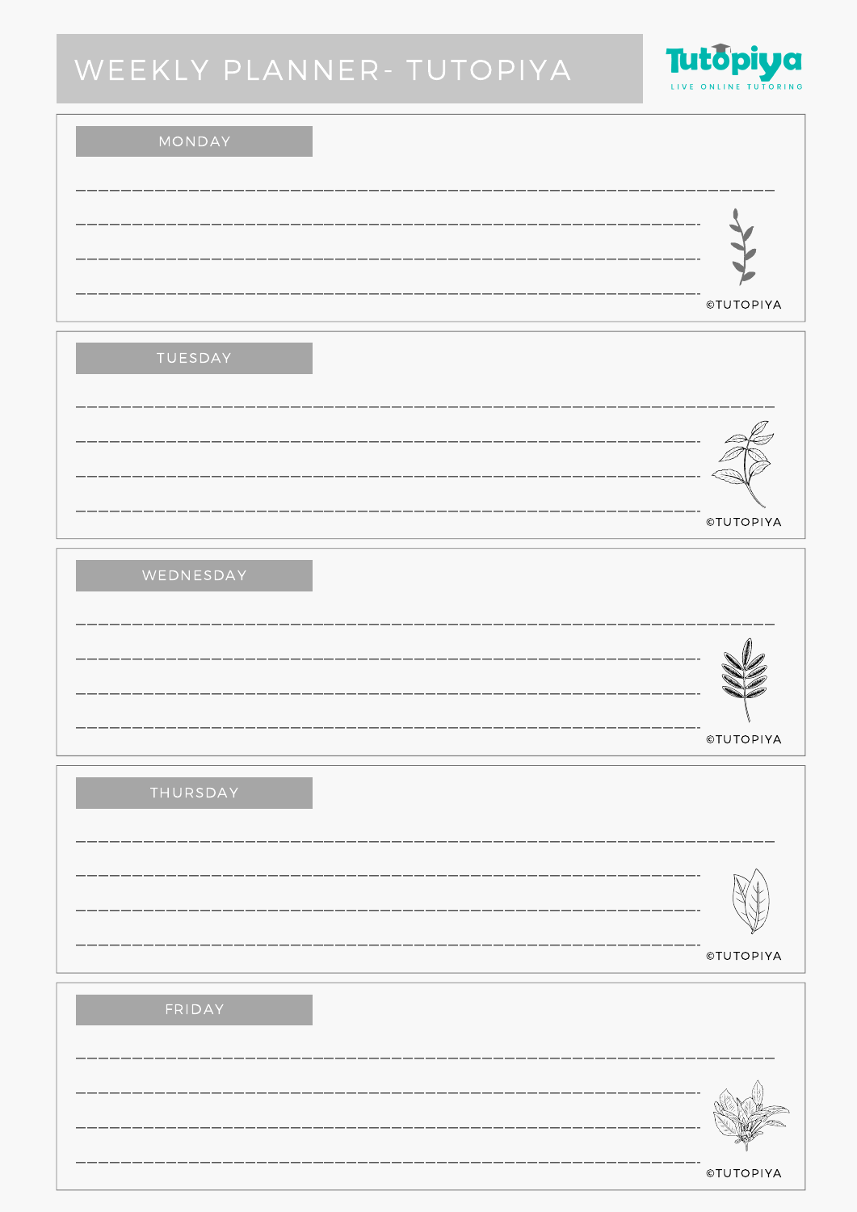# WEEKLY PLANNER- TUTOPIYA

Tutopiya
LIVE ONLINE TUTORING

## MONDAY

______________________________________________________________________

______________________________________________________________________

______________________________________________________________________

______________________________________________________________________

©TUTOPIYA

## TUESDAY

______________________________________________________________________

______________________________________________________________________

______________________________________________________________________

______________________________________________________________________

©TUTOPIYA

## WEDNESDAY

______________________________________________________________________

______________________________________________________________________

______________________________________________________________________

______________________________________________________________________

©TUTOPIYA

## THURSDAY

______________________________________________________________________

______________________________________________________________________

______________________________________________________________________

______________________________________________________________________

©TUTOPIYA

## FRIDAY

______________________________________________________________________

______________________________________________________________________

______________________________________________________________________

______________________________________________________________________

©TUTOPIYA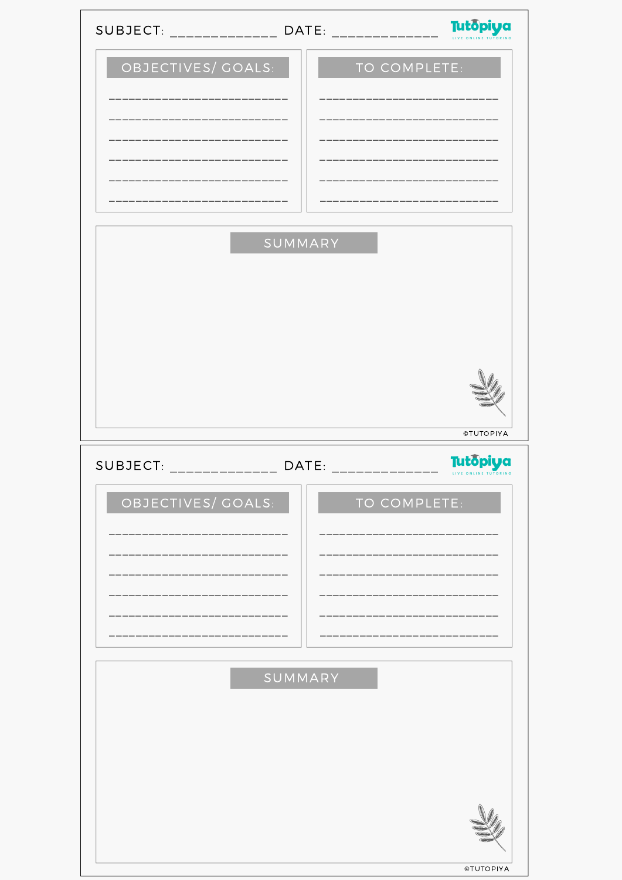SUBJECT: _____________ DATE: _____________

Tutopiya
LIVE ONLINE TUTORING

**OBJECTIVES/ GOALS:**

_____________________________
_____________________________
_____________________________
_____________________________
_____________________________
_____________________________

**TO COMPLETE:**

_____________________________
_____________________________
_____________________________
_____________________________
_____________________________
_____________________________

**SUMMARY**

©TUTOPIYA

SUBJECT: _____________ DATE: _____________

Tutopiya
LIVE ONLINE TUTORING

**OBJECTIVES/ GOALS:**

_____________________________
_____________________________
_____________________________
_____________________________
_____________________________
_____________________________

**TO COMPLETE:**

_____________________________
_____________________________
_____________________________
_____________________________
_____________________________
_____________________________

**SUMMARY**

©TUTOPIYA